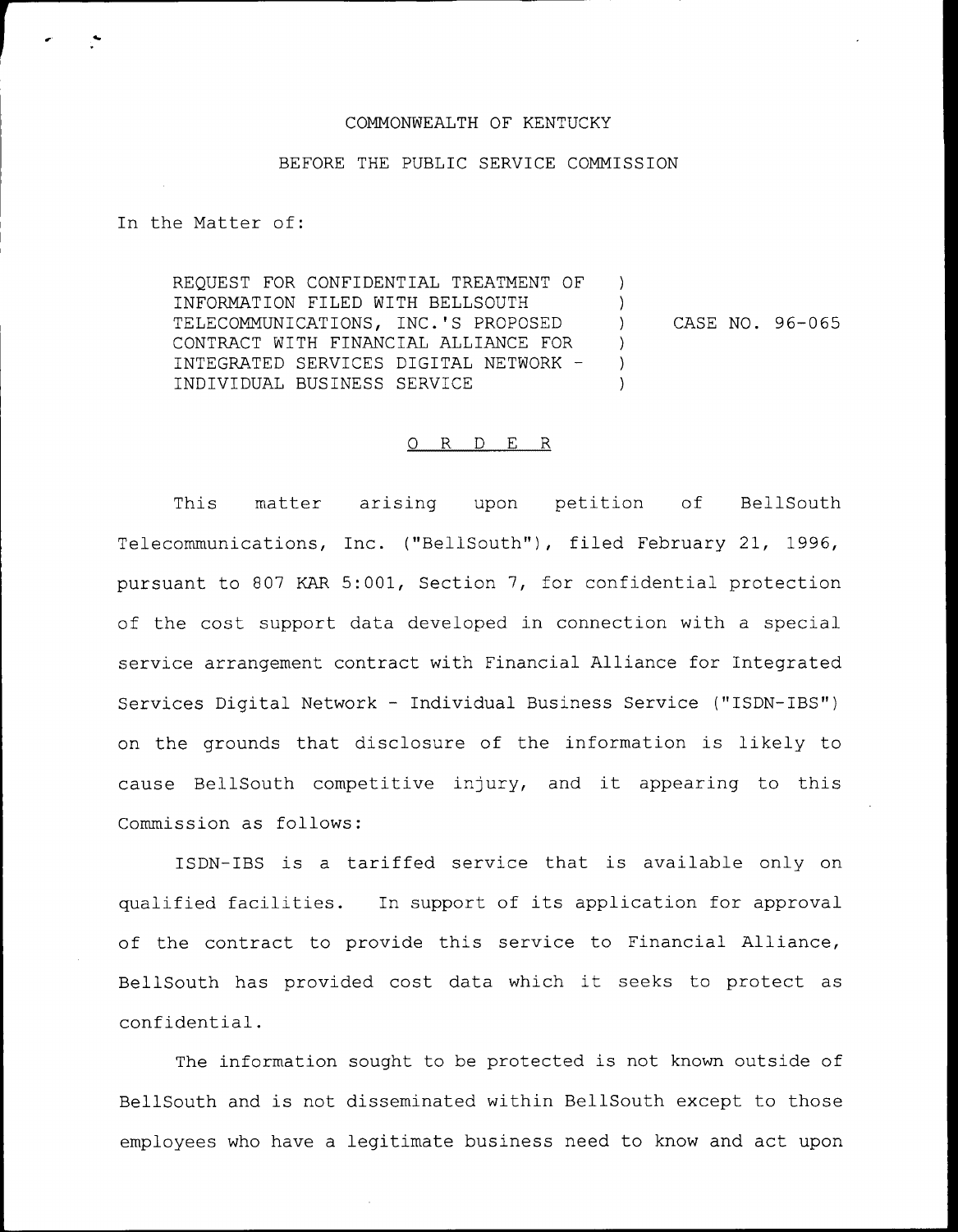COMMONWEALTH OF KENTUCKY

BEFORE THE PUBLIC SERVICE COMMISSION

In the Matter of:

| | | |
|---|---|---|
| REQUEST FOR CONFIDENTIAL TREATMENT OF INFORMATION FILED WITH BELLSOUTH TELECOMMUNICATIONS, INC.'S PROPOSED CONTRACT WITH FINANCIAL ALLIANCE FOR INTEGRATED SERVICES DIGITAL NETWORK - INDIVIDUAL BUSINESS SERVICE | ) | CASE NO. 96-065 |

O R D E R

This matter arising upon petition of BellSouth Telecommunications, Inc. ("BellSouth"), filed February 21, 1996, pursuant to 807 KAR 5:001, Section 7, for confidential protection of the cost support data developed in connection with a special service arrangement contract with Financial Alliance for Integrated Services Digital Network - Individual Business Service ("ISDN-IBS") on the grounds that disclosure of the information is likely to cause BellSouth competitive injury, and it appearing to this Commission as follows:

ISDN-IBS is a tariffed service that is available only on qualified facilities. In support of its application for approval of the contract to provide this service to Financial Alliance, BellSouth has provided cost data which it seeks to protect as confidential.

The information sought to be protected is not known outside of BellSouth and is not disseminated within BellSouth except to those employees who have a legitimate business need to know and act upon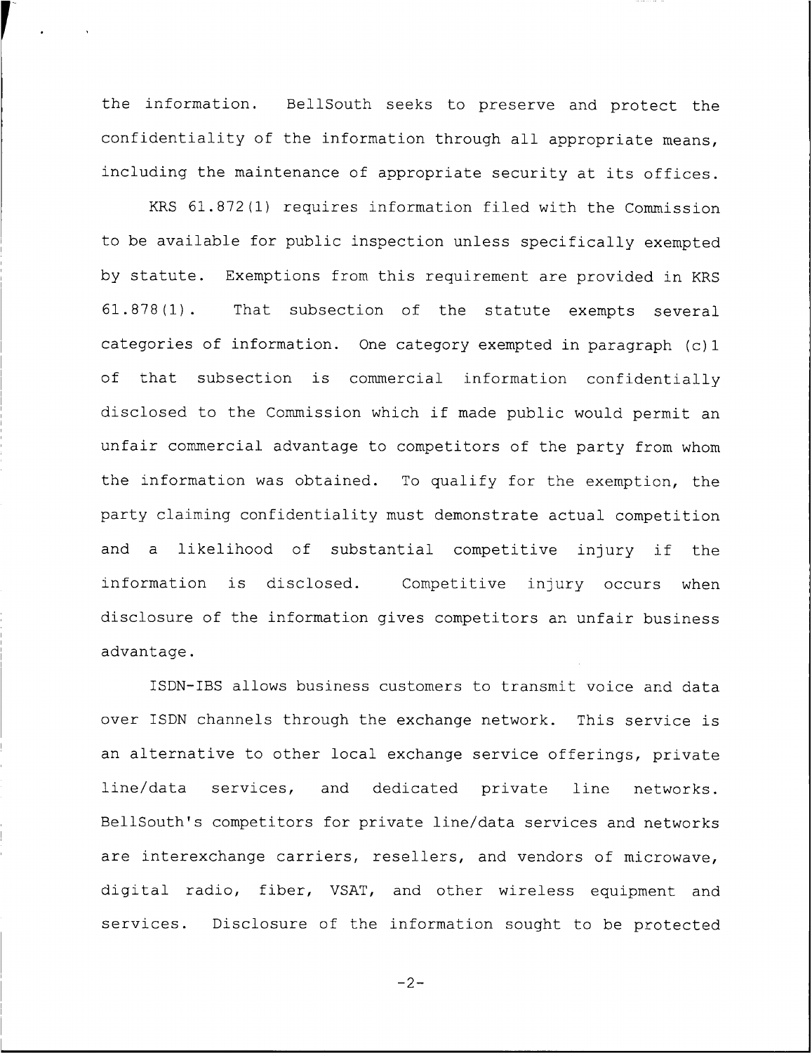the information. BellSouth seeks to preserve and protect the confidentiality of the information through all appropriate means, including the maintenance of appropriate security at its offices.

KRS 61.872(1) requires information filed with the Commission to be available for public inspection unless specifically exempted by statute. Exemptions from this requirement are provided in KRS 61.878(1). That subsection of the statute exempts several categories of information. One category exempted in paragraph (c)1 of that subsection is commercial information confidentially disclosed to the Commission which if made public would permit an unfair commercial advantage to competitors of the party from whom the information was obtained. To qualify for the exemption, the party claiming confidentiality must demonstrate actual competition and a likelihood of substantial competitive injury if the information is disclosed. Competitive injury occurs when disclosure of the information gives competitors an unfair business advantage.

ISDN-IBS allows business customers to transmit voice and data over ISDN channels through the exchange network. This service is an alternative to other local exchange service offerings, private line/data services, and dedicated private line networks. BellSouth's competitors for private line/data services and networks are interexchange carriers, resellers, and vendors of microwave, digital radio, fiber, VSAT, and other wireless equipment and services. Disclosure of the information sought to be protected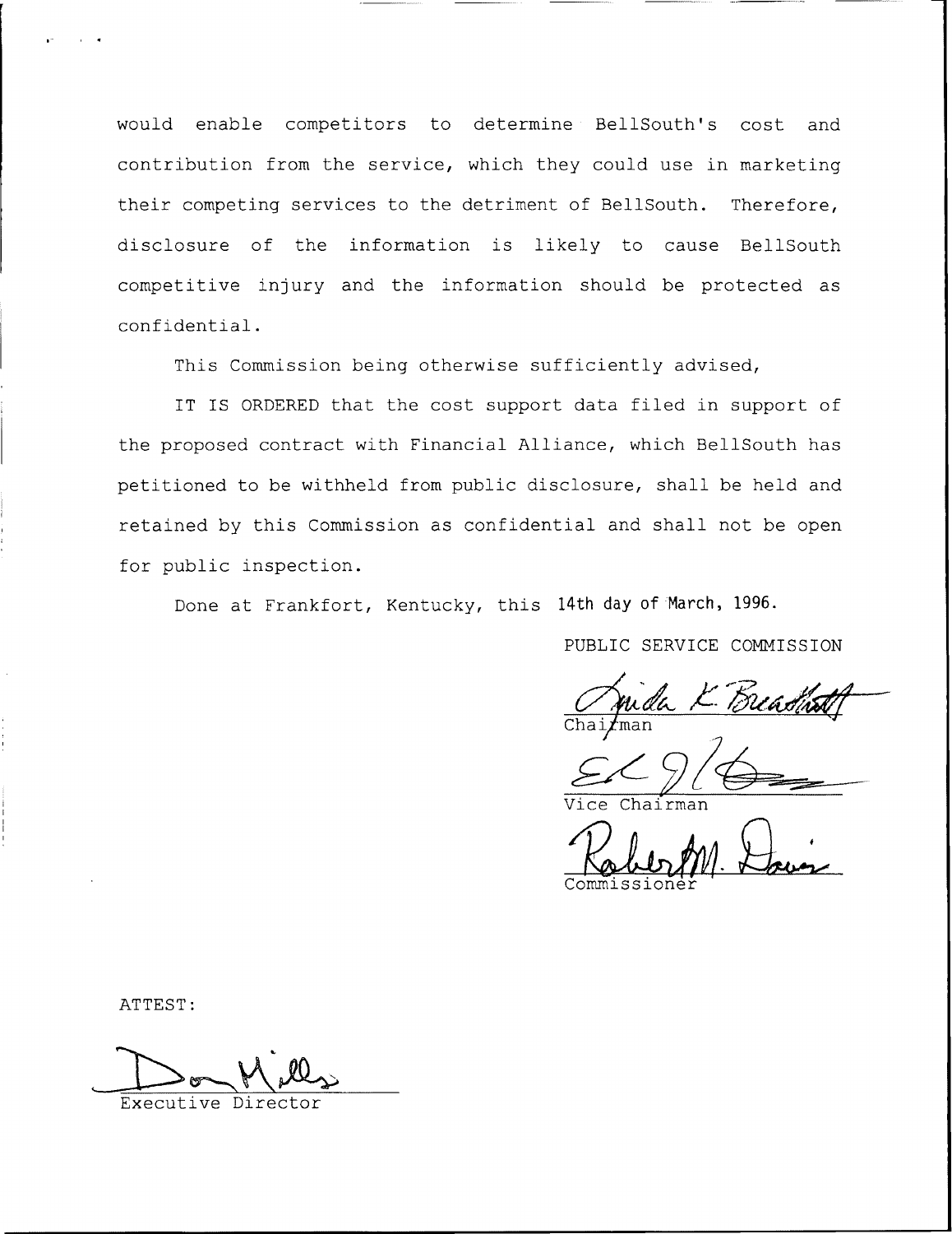would enable competitors to determine BellSouth's cost and contribution from the service, which they could use in marketing their competing services to the detriment of BellSouth. Therefore, disclosure of the information is likely to cause BellSouth competitive injury and the information should be protected as confidential.

This Commission being otherwise sufficiently advised,

IT IS ORDERED that the cost support data filed in support of the proposed contract with Financial Alliance, which BellSouth has petitioned to be withheld from public disclosure, shall be held and retained by this Commission as confidential and shall not be open for public inspection.

Done at Frankfort, Kentucky, this 14th day of March, 1996.

PUBLIC SERVICE COMMISSION

Linda K. Breathitt
Chairman

Vice Chairman

Robert M. Davis
Commissioner

ATTEST:

Don Mills
Executive Director